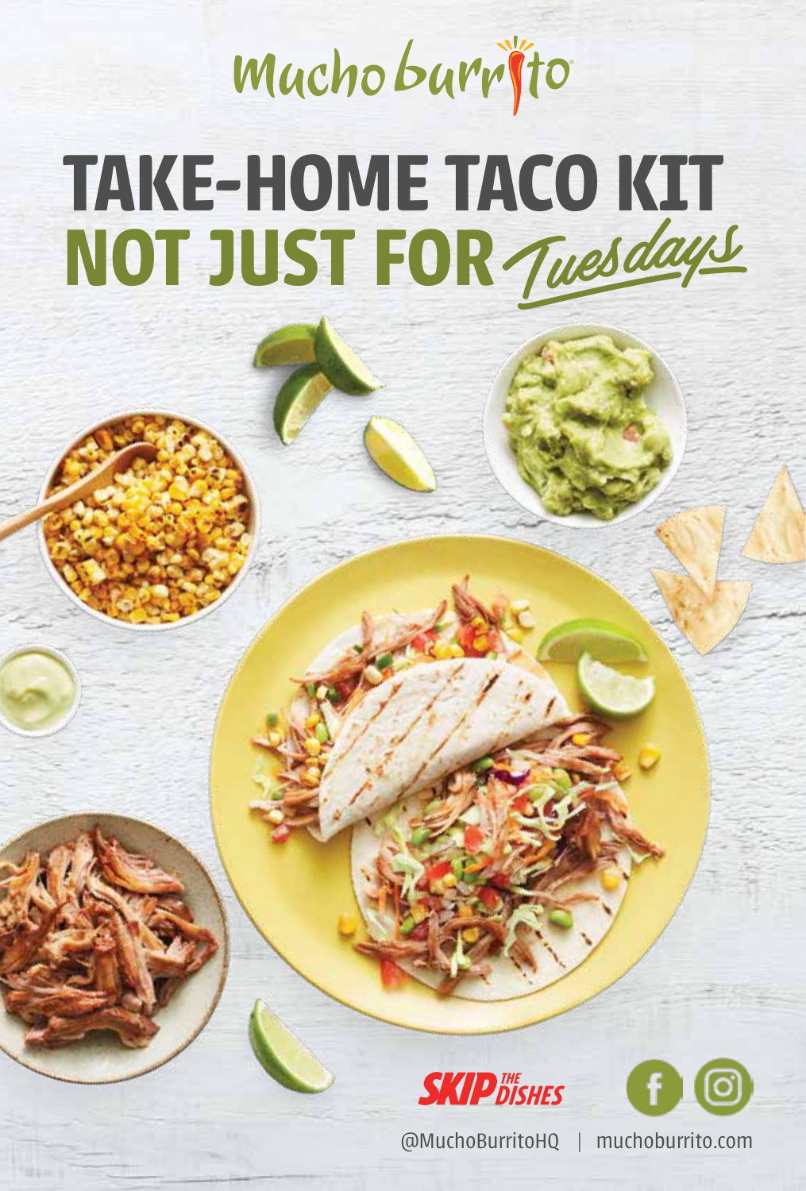Mucho burrito

# TAKE-HOME TACO KIT NOT JUST FOR *Tuesdays*

SKIP THE DISHES

@MuchoBurritoHQ | muchoburrito.com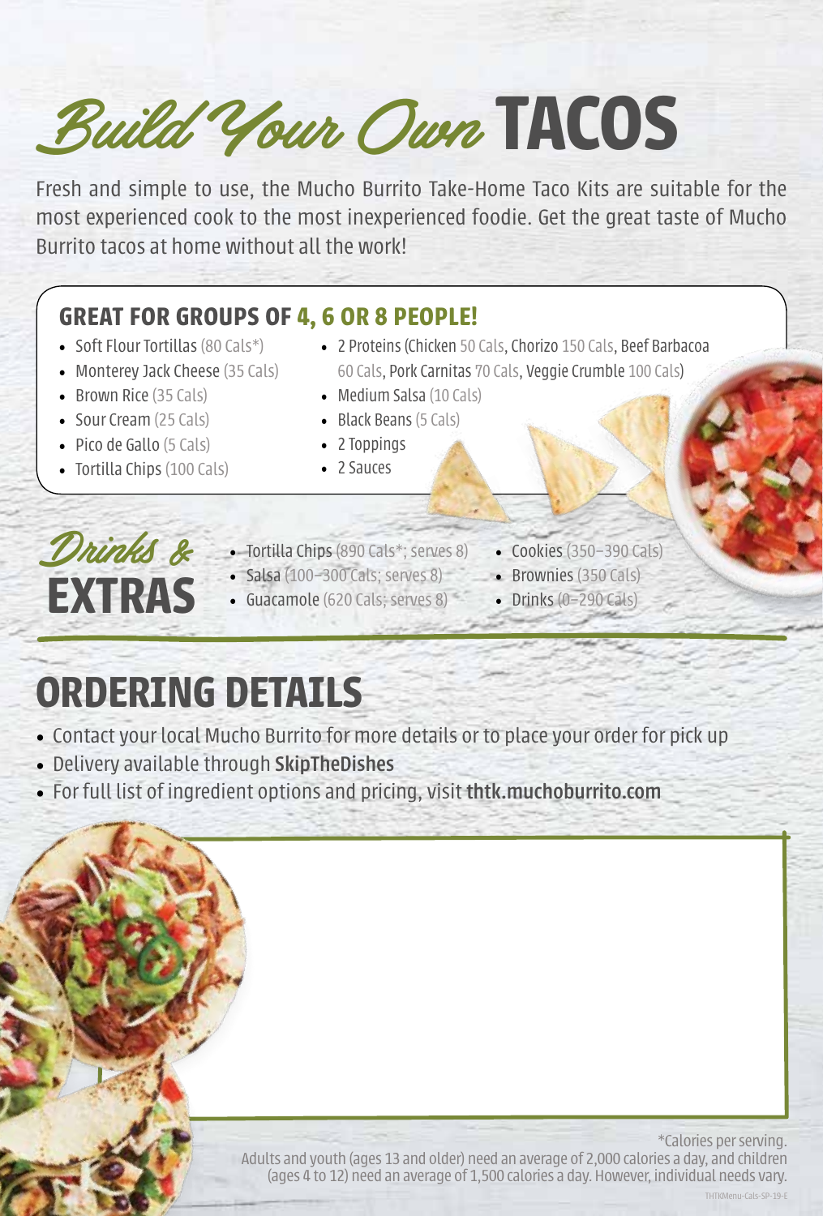# *Build Your Own* TACOS

Fresh and simple to use, the Mucho Burrito Take-Home Taco Kits are suitable for the most experienced cook to the most inexperienced foodie. Get the great taste of Mucho Burrito tacos at home without all the work!

## GREAT FOR GROUPS OF 4, 6 OR 8 PEOPLE!

- Soft Flour Tortillas (80 Cals*)
- Monterey Jack Cheese (35 Cals)
- Brown Rice (35 Cals)
- Sour Cream (25 Cals)
- Pico de Gallo (5 Cals)
- Tortilla Chips (100 Cals)
- 2 Proteins (Chicken 50 Cals, Chorizo 150 Cals, Beef Barbacoa 60 Cals, Pork Carnitas 70 Cals, Veggie Crumble 100 Cals)
- Medium Salsa (10 Cals)
- Black Beans (5 Cals)
- 2 Toppings
- 2 Sauces

## *Drinks &* EXTRAS

- Tortilla Chips (890 Cals*; serves 8)
- Salsa (100–300 Cals; serves 8)
- Guacamole (620 Cals; serves 8)
- Cookies (350–390 Cals)
- Brownies (350 Cals)
- Drinks (0–290 Cals)

## ORDERING DETAILS

- Contact your local Mucho Burrito for more details or to place your order for pick up
- Delivery available through **SkipTheDishes**
- For full list of ingredient options and pricing, visit **thtk.muchoburrito.com**

*Calories per serving.
Adults and youth (ages 13 and older) need an average of 2,000 calories a day, and children (ages 4 to 12) need an average of 1,500 calories a day. However, individual needs vary.

THTKMenu-Cals-SP-19-E